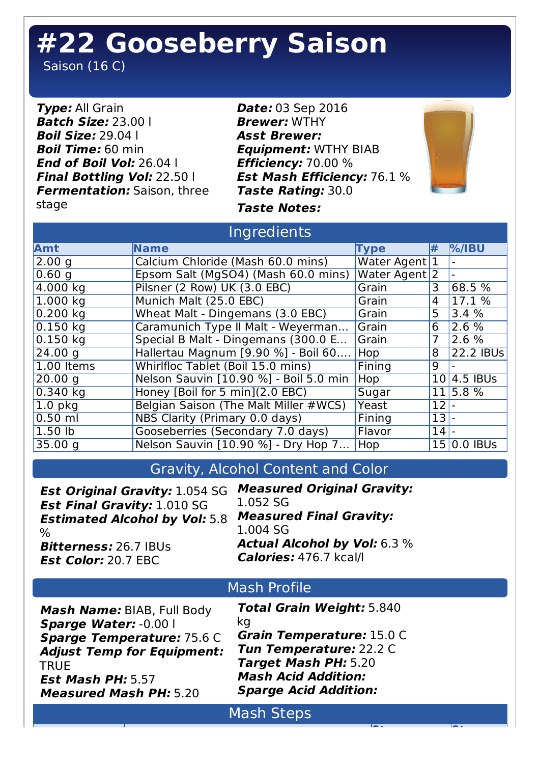# #22 Gooseberry Saison

Saison (16 C)

***Type:*** All Grain
***Batch Size:*** 23.00 l
***Boil Size:*** 29.04 l
***Boil Time:*** 60 min
***End of Boil Vol:*** 26.04 l
***Final Bottling Vol:*** 22.50 l
***Fermentation:*** Saison, three stage

***Date:*** 03 Sep 2016
***Brewer:*** WTHY
***Asst Brewer:***
***Equipment:*** WTHY BIAB
***Efficiency:*** 70.00 %
***Est Mash Efficiency:*** 76.1 %
***Taste Rating:*** 30.0
***Taste Notes:***

## Ingredients

| Amt | Name | Type | # | %/IBU |
|---|---|---|---|---|
| 2.00 g | Calcium Chloride (Mash 60.0 mins) | Water Agent | 1 | - |
| 0.60 g | Epsom Salt (MgSO4) (Mash 60.0 mins) | Water Agent | 2 | - |
| 4.000 kg | Pilsner (2 Row) UK (3.0 EBC) | Grain | 3 | 68.5 % |
| 1.000 kg | Munich Malt (25.0 EBC) | Grain | 4 | 17.1 % |
| 0.200 kg | Wheat Malt - Dingemans (3.0 EBC) | Grain | 5 | 3.4 % |
| 0.150 kg | Caramunich Type II Malt - Weyerman... | Grain | 6 | 2.6 % |
| 0.150 kg | Special B Malt - Dingemans (300.0 E... | Grain | 7 | 2.6 % |
| 24.00 g | Hallertau Magnum [9.90 %] - Boil 60.... | Hop | 8 | 22.2 IBUs |
| 1.00 Items | Whirlfloc Tablet (Boil 15.0 mins) | Fining | 9 | - |
| 20.00 g | Nelson Sauvin [10.90 %] - Boil 5.0 min | Hop | 10 | 4.5 IBUs |
| 0.340 kg | Honey [Boil for 5 min](2.0 EBC) | Sugar | 11 | 5.8 % |
| 1.0 pkg | Belgian Saison (The Malt Miller #WCS) | Yeast | 12 | - |
| 0.50 ml | NBS Clarity (Primary 0.0 days) | Fining | 13 | - |
| 1.50 lb | Gooseberries (Secondary 7.0 days) | Flavor | 14 | - |
| 35.00 g | Nelson Sauvin [10.90 %] - Dry Hop 7... | Hop | 15 | 0.0 IBUs |

## Gravity, Alcohol Content and Color

***Est Original Gravity:*** 1.054 SG
***Est Final Gravity:*** 1.010 SG
***Estimated Alcohol by Vol:*** 5.8 %
***Bitterness:*** 26.7 IBUs
***Est Color:*** 20.7 EBC

***Measured Original Gravity:*** 1.052 SG
***Measured Final Gravity:*** 1.004 SG
***Actual Alcohol by Vol:*** 6.3 %
***Calories:*** 476.7 kcal/l

## Mash Profile

***Mash Name:*** BIAB, Full Body
***Sparge Water:*** -0.00 l
***Sparge Temperature:*** 75.6 C
***Adjust Temp for Equipment:*** TRUE
***Est Mash PH:*** 5.57
***Measured Mash PH:*** 5.20

***Total Grain Weight:*** 5.840 kg
***Grain Temperature:*** 15.0 C
***Tun Temperature:*** 22.2 C
***Target Mash PH:*** 5.20
***Mash Acid Addition:***
***Sparge Acid Addition:***

## Mash Steps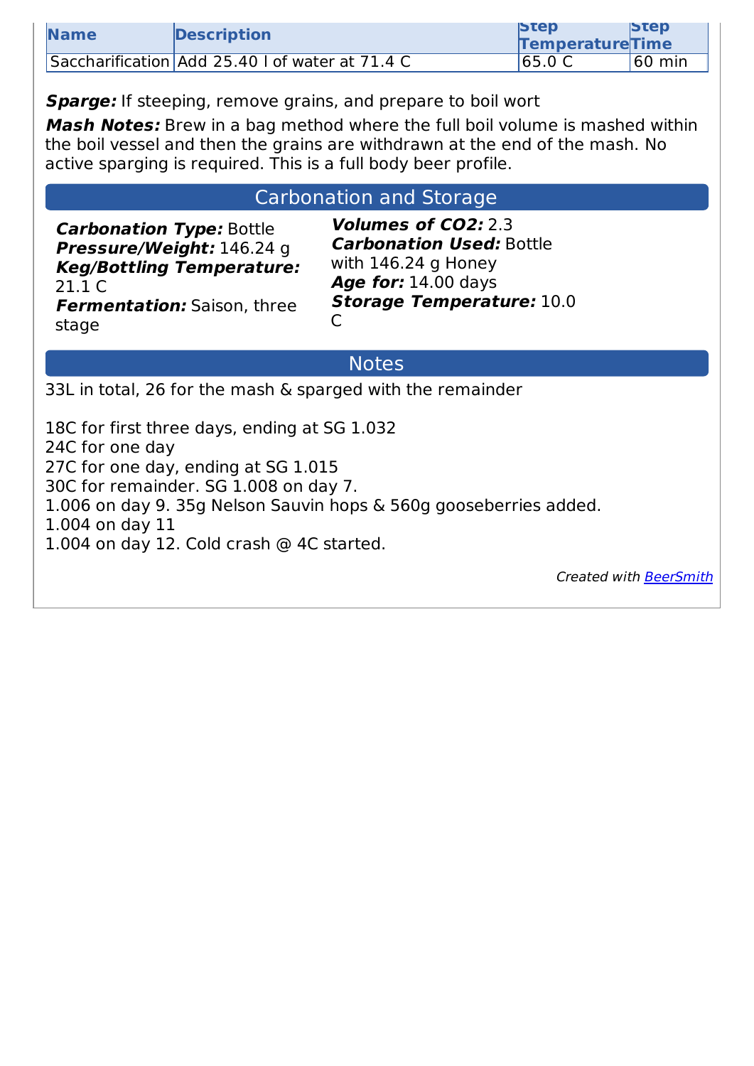| Name | Description | Step Temperature | Step Time |
| --- | --- | --- | --- |
| Saccharification | Add 25.40 l of water at 71.4 C | 65.0 C | 60 min |

***Sparge:*** If steeping, remove grains, and prepare to boil wort

***Mash Notes:*** Brew in a bag method where the full boil volume is mashed within the boil vessel and then the grains are withdrawn at the end of the mash. No active sparging is required. This is a full body beer profile.

## Carbonation and Storage

***Carbonation Type:*** Bottle
***Pressure/Weight:*** 146.24 g
***Keg/Bottling Temperature:*** 21.1 C
***Fermentation:*** Saison, three stage

***Volumes of CO2:*** 2.3
***Carbonation Used:*** Bottle with 146.24 g Honey
***Age for:*** 14.00 days
***Storage Temperature:*** 10.0 C

## Notes

33L in total, 26 for the mash & sparged with the remainder

18C for first three days, ending at SG 1.032
24C for one day
27C for one day, ending at SG 1.015
30C for remainder. SG 1.008 on day 7.
1.006 on day 9. 35g Nelson Sauvin hops & 560g gooseberries added.
1.004 on day 11
1.004 on day 12. Cold crash @ 4C started.

*Created with BeerSmith*